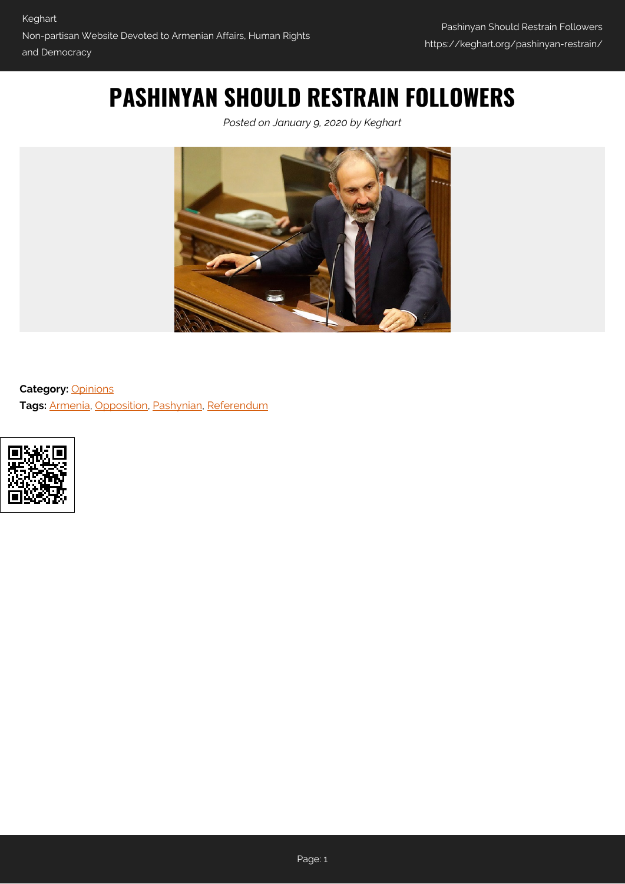# PASHINYAN SHOULD RESTRAIN FOLLOWERS

*Posted on January 9, 2020 by Keghart*

**Category:** Opinions

**Tags:** Armenia, Opposition, Pashynian, Referendum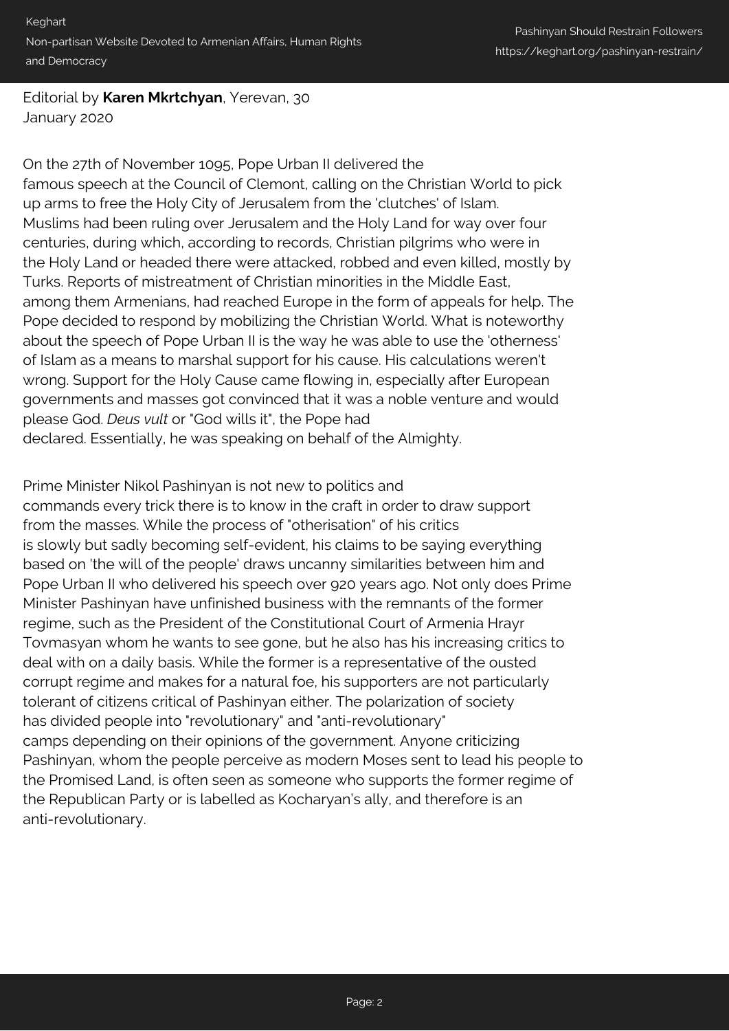Editorial by **Karen Mkrtchyan**, Yerevan, 30 January 2020

On the 27th of November 1095, Pope Urban II delivered the famous speech at the Council of Clemont, calling on the Christian World to pick up arms to free the Holy City of Jerusalem from the 'clutches' of Islam. Muslims had been ruling over Jerusalem and the Holy Land for way over four centuries, during which, according to records, Christian pilgrims who were in the Holy Land or headed there were attacked, robbed and even killed, mostly by Turks. Reports of mistreatment of Christian minorities in the Middle East, among them Armenians, had reached Europe in the form of appeals for help. The Pope decided to respond by mobilizing the Christian World. What is noteworthy about the speech of Pope Urban II is the way he was able to use the 'otherness' of Islam as a means to marshal support for his cause. His calculations weren't wrong. Support for the Holy Cause came flowing in, especially after European governments and masses got convinced that it was a noble venture and would please God. *Deus vult* or "God wills it", the Pope had declared. Essentially, he was speaking on behalf of the Almighty.

Prime Minister Nikol Pashinyan is not new to politics and commands every trick there is to know in the craft in order to draw support from the masses. While the process of "otherisation" of his critics is slowly but sadly becoming self-evident, his claims to be saying everything based on 'the will of the people' draws uncanny similarities between him and Pope Urban II who delivered his speech over 920 years ago. Not only does Prime Minister Pashinyan have unfinished business with the remnants of the former regime, such as the President of the Constitutional Court of Armenia Hrayr Tovmasyan whom he wants to see gone, but he also has his increasing critics to deal with on a daily basis. While the former is a representative of the ousted corrupt regime and makes for a natural foe, his supporters are not particularly tolerant of citizens critical of Pashinyan either. The polarization of society has divided people into "revolutionary" and "anti-revolutionary" camps depending on their opinions of the government. Anyone criticizing Pashinyan, whom the people perceive as modern Moses sent to lead his people to the Promised Land, is often seen as someone who supports the former regime of the Republican Party or is labelled as Kocharyan's ally, and therefore is an anti-revolutionary.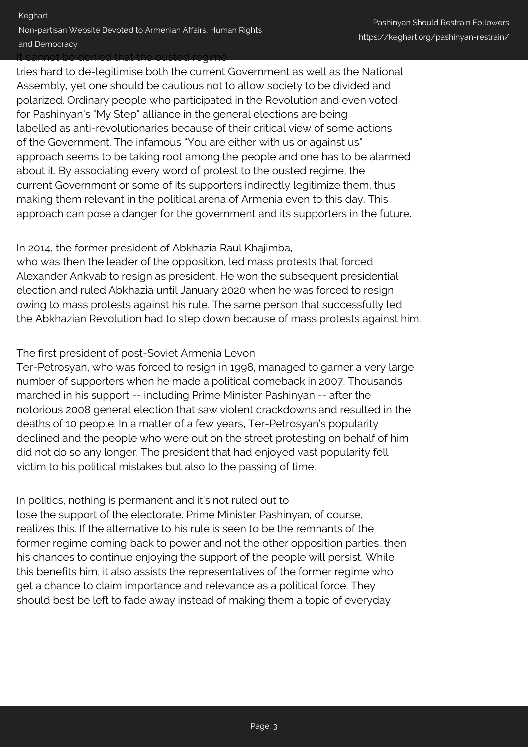It cannot be denied that the ousted regime tries hard to de-legitimise both the current Government as well as the National Assembly, yet one should be cautious not to allow society to be divided and polarized. Ordinary people who participated in the Revolution and even voted for Pashinyan's "My Step" alliance in the general elections are being labelled as anti-revolutionaries because of their critical view of some actions of the Government. The infamous "You are either with us or against us" approach seems to be taking root among the people and one has to be alarmed about it. By associating every word of protest to the ousted regime, the current Government or some of its supporters indirectly legitimize them, thus making them relevant in the political arena of Armenia even to this day. This approach can pose a danger for the government and its supporters in the future.

In 2014, the former president of Abkhazia Raul Khajimba, who was then the leader of the opposition, led mass protests that forced Alexander Ankvab to resign as president. He won the subsequent presidential election and ruled Abkhazia until January 2020 when he was forced to resign owing to mass protests against his rule. The same person that successfully led the Abkhazian Revolution had to step down because of mass protests against him.

The first president of post-Soviet Armenia Levon Ter-Petrosyan, who was forced to resign in 1998, managed to garner a very large number of supporters when he made a political comeback in 2007. Thousands marched in his support -- including Prime Minister Pashinyan -- after the notorious 2008 general election that saw violent crackdowns and resulted in the deaths of 10 people. In a matter of a few years, Ter-Petrosyan's popularity declined and the people who were out on the street protesting on behalf of him did not do so any longer. The president that had enjoyed vast popularity fell victim to his political mistakes but also to the passing of time.

In politics, nothing is permanent and it's not ruled out to lose the support of the electorate. Prime Minister Pashinyan, of course, realizes this. If the alternative to his rule is seen to be the remnants of the former regime coming back to power and not the other opposition parties, then his chances to continue enjoying the support of the people will persist. While this benefits him, it also assists the representatives of the former regime who get a chance to claim importance and relevance as a political force. They should best be left to fade away instead of making them a topic of everyday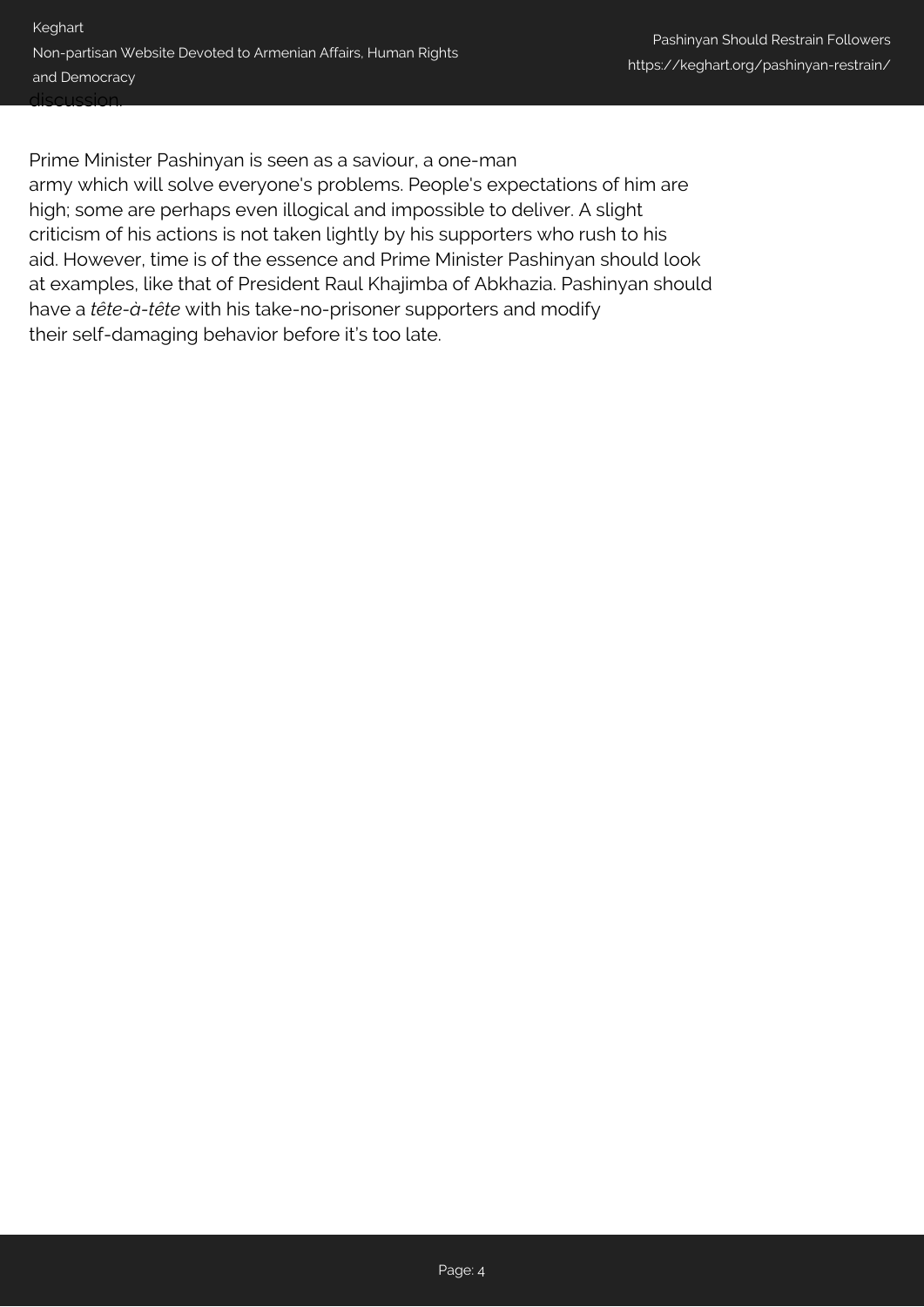discussion.

Prime Minister Pashinyan is seen as a saviour, a one-man army which will solve everyone's problems. People's expectations of him are high; some are perhaps even illogical and impossible to deliver. A slight criticism of his actions is not taken lightly by his supporters who rush to his aid. However, time is of the essence and Prime Minister Pashinyan should look at examples, like that of President Raul Khajimba of Abkhazia. Pashinyan should have a *tête-à-tête* with his take-no-prisoner supporters and modify their self-damaging behavior before it's too late.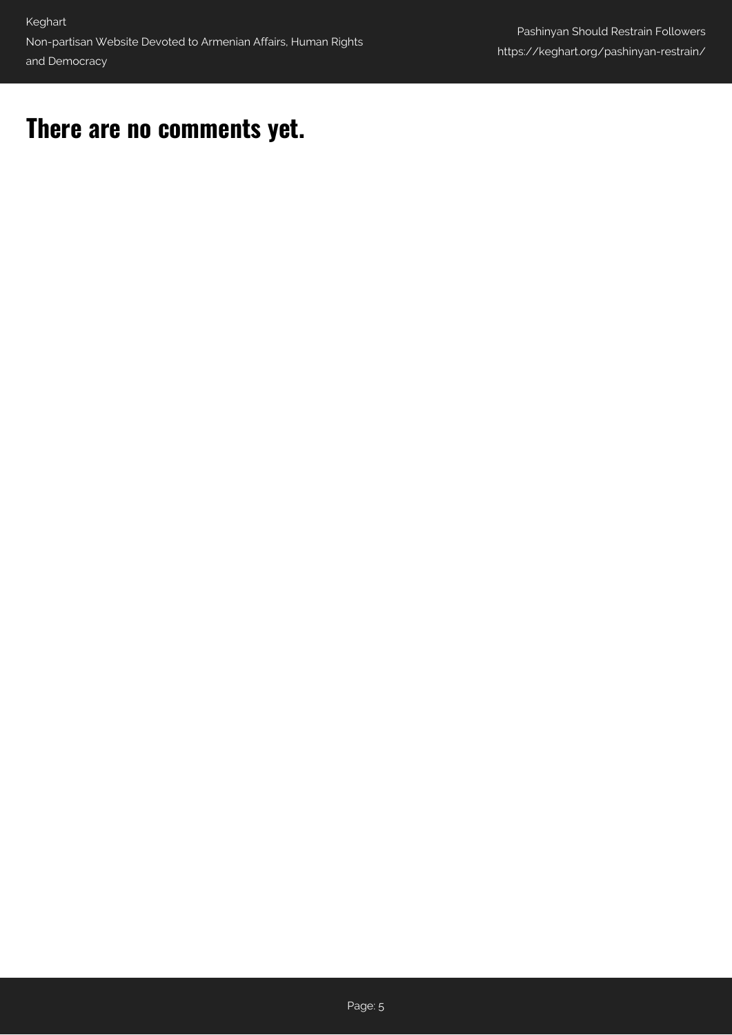## There are no comments yet.